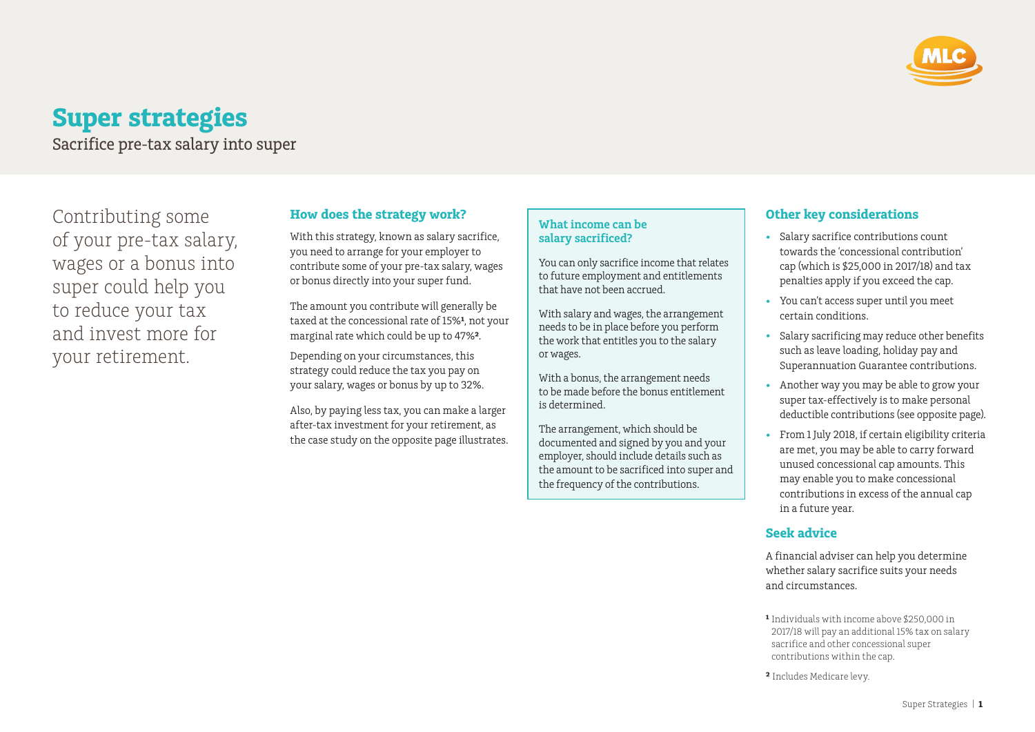# Super strategies

Sacrifice pre-tax salary into super

Contributing some of your pre-tax salary, wages or a bonus into super could help you to reduce your tax and invest more for your retirement.

## How does the strategy work?

With this strategy, known as salary sacrifice, you need to arrange for your employer to contribute some of your pre-tax salary, wages or bonus directly into your super fund.

The amount you contribute will generally be taxed at the concessional rate of 15%[1], not your marginal rate which could be up to 47%[2].

Depending on your circumstances, this strategy could reduce the tax you pay on your salary, wages or bonus by up to 32%.

Also, by paying less tax, you can make a larger after-tax investment for your retirement, as the case study on the opposite page illustrates.

### What income can be salary sacrificed?

You can only sacrifice income that relates to future employment and entitlements that have not been accrued.

With salary and wages, the arrangement needs to be in place before you perform the work that entitles you to the salary or wages.

With a bonus, the arrangement needs to be made before the bonus entitlement is determined.

The arrangement, which should be documented and signed by you and your employer, should include details such as the amount to be sacrificed into super and the frequency of the contributions.

## Other key considerations

- Salary sacrifice contributions count towards the 'concessional contribution' cap (which is $25,000 in 2017/18) and tax penalties apply if you exceed the cap.
- You can't access super until you meet certain conditions.
- Salary sacrificing may reduce other benefits such as leave loading, holiday pay and Superannuation Guarantee contributions.
- Another way you may be able to grow your super tax-effectively is to make personal deductible contributions (see opposite page).
- From 1 July 2018, if certain eligibility criteria are met, you may be able to carry forward unused concessional cap amounts. This may enable you to make concessional contributions in excess of the annual cap in a future year.

## Seek advice

A financial adviser can help you determine whether salary sacrifice suits your needs and circumstances.

[1] Individuals with income above $250,000 in 2017/18 will pay an additional 15% tax on salary sacrifice and other concessional super contributions within the cap.

[2] Includes Medicare levy.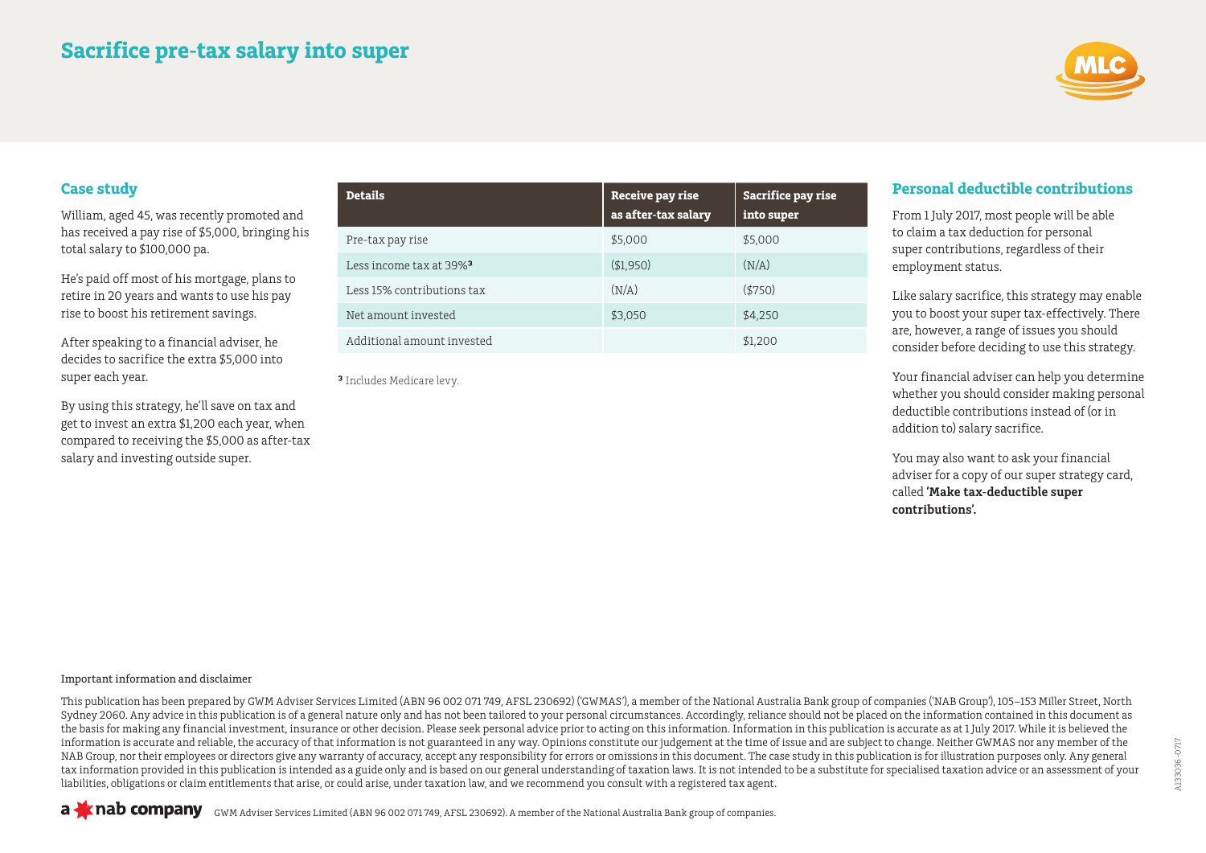# Sacrifice pre-tax salary into super

## Case study

William, aged 45, was recently promoted and has received a pay rise of $5,000, bringing his total salary to $100,000 pa.

He's paid off most of his mortgage, plans to retire in 20 years and wants to use his pay rise to boost his retirement savings.

After speaking to a financial adviser, he decides to sacrifice the extra $5,000 into super each year.

By using this strategy, he'll save on tax and get to invest an extra $1,200 each year, when compared to receiving the $5,000 as after-tax salary and investing outside super.

| Details | Receive pay rise as after-tax salary | Sacrifice pay rise into super |
|---|---|---|
| Pre-tax pay rise | $5,000 | $5,000 |
| Less income tax at 39%[3] | ($1,950) | (N/A) |
| Less 15% contributions tax | (N/A) | ($750) |
| Net amount invested | $3,050 | $4,250 |
| Additional amount invested | | $1,200 |

[3] Includes Medicare levy.

## Personal deductible contributions

From 1 July 2017, most people will be able to claim a tax deduction for personal super contributions, regardless of their employment status.

Like salary sacrifice, this strategy may enable you to boost your super tax-effectively. There are, however, a range of issues you should consider before deciding to use this strategy.

Your financial adviser can help you determine whether you should consider making personal deductible contributions instead of (or in addition to) salary sacrifice.

You may also want to ask your financial adviser for a copy of our super strategy card, called **'Make tax-deductible super contributions'.**

Important information and disclaimer

This publication has been prepared by GWM Adviser Services Limited (ABN 96 002 071 749, AFSL 230692) ('GWMAS'), a member of the National Australia Bank group of companies ('NAB Group'), 105–153 Miller Street, North Sydney 2060. Any advice in this publication is of a general nature only and has not been tailored to your personal circumstances. Accordingly, reliance should not be placed on the information contained in this document as the basis for making any financial investment, insurance or other decision. Please seek personal advice prior to acting on this information. Information in this publication is accurate as at 1 July 2017. While it is believed the information is accurate and reliable, the accuracy of that information is not guaranteed in any way. Opinions constitute our judgement at the time of issue and are subject to change. Neither GWMAS nor any member of the NAB Group, nor their employees or directors give any warranty of accuracy, accept any responsibility for errors or omissions in this document. The case study in this publication is for illustration purposes only. Any general tax information provided in this publication is intended as a guide only and is based on our general understanding of taxation laws. It is not intended to be a substitute for specialised taxation advice or an assessment of your liabilities, obligations or claim entitlements that arise, or could arise, under taxation law, and we recommend you consult with a registered tax agent.

a nab company GWM Adviser Services Limited (ABN 96 002 071 749, AFSL 230692). A member of the National Australia Bank group of companies.

A133036-0717